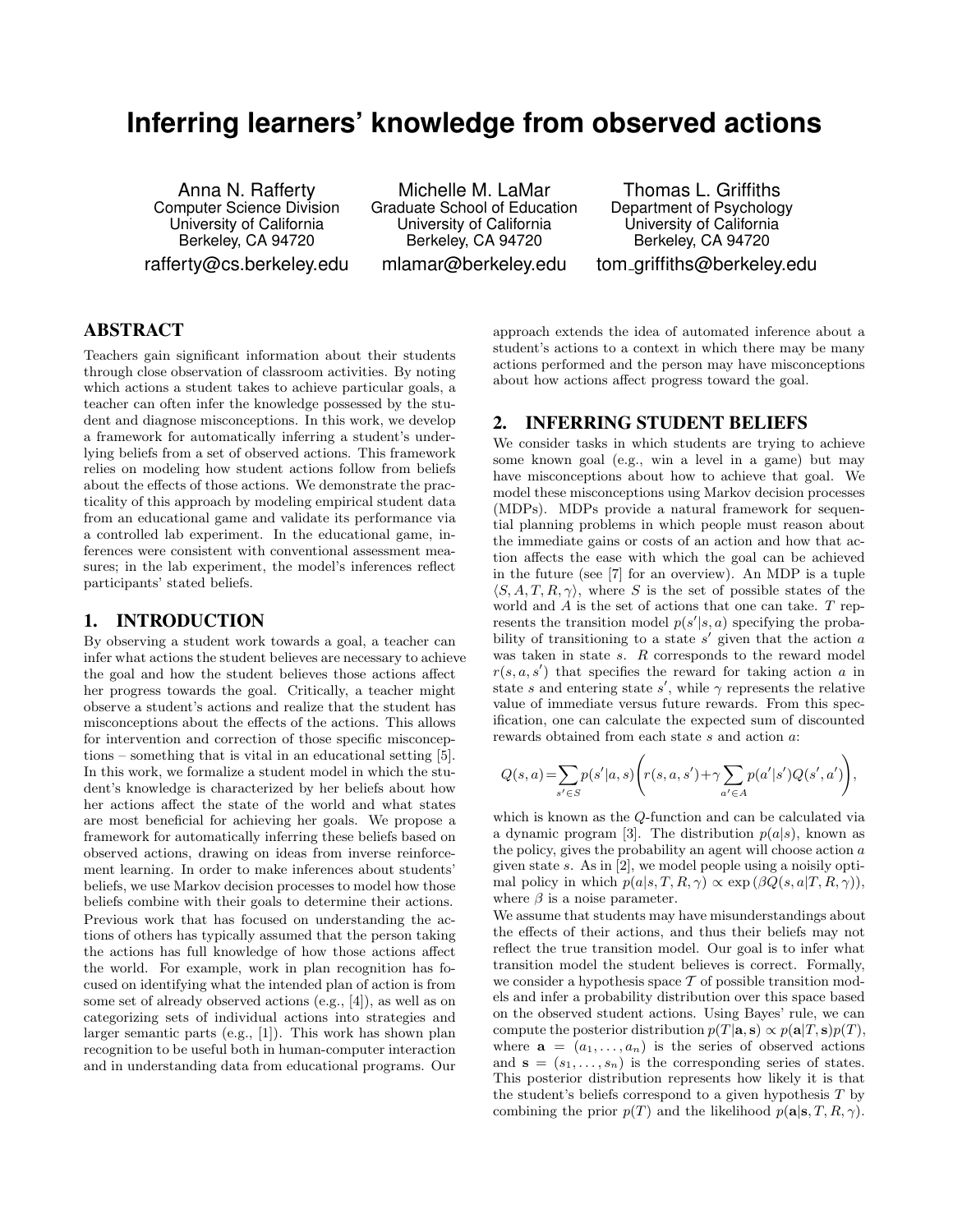# Inferring learners' knowledge from observed actions

Anna N. Rafferty
Computer Science Division
University of California
Berkeley, CA 94720
rafferty@cs.berkeley.edu

Michelle M. LaMar
Graduate School of Education
University of California
Berkeley, CA 94720
mlamar@berkeley.edu

Thomas L. Griffiths
Department of Psychology
University of California
Berkeley, CA 94720
tom_griffiths@berkeley.edu

## ABSTRACT

Teachers gain significant information about their students through close observation of classroom activities. By noting which actions a student takes to achieve particular goals, a teacher can often infer the knowledge possessed by the student and diagnose misconceptions. In this work, we develop a framework for automatically inferring a student's underlying beliefs from a set of observed actions. This framework relies on modeling how student actions follow from beliefs about the effects of those actions. We demonstrate the practicality of this approach by modeling empirical student data from an educational game and validate its performance via a controlled lab experiment. In the educational game, inferences were consistent with conventional assessment measures; in the lab experiment, the model's inferences reflect participants' stated beliefs.

## 1. INTRODUCTION

By observing a student work towards a goal, a teacher can infer what actions the student believes are necessary to achieve the goal and how the student believes those actions affect her progress towards the goal. Critically, a teacher might observe a student's actions and realize that the student has misconceptions about the effects of the actions. This allows for intervention and correction of those specific misconceptions – something that is vital in an educational setting [5]. In this work, we formalize a student model in which the student's knowledge is characterized by her beliefs about how her actions affect the state of the world and what states are most beneficial for achieving her goals. We propose a framework for automatically inferring these beliefs based on observed actions, drawing on ideas from inverse reinforcement learning. In order to make inferences about students' beliefs, we use Markov decision processes to model how those beliefs combine with their goals to determine their actions.

Previous work that has focused on understanding the actions of others has typically assumed that the person taking the actions has full knowledge of how those actions affect the world. For example, work in plan recognition has focused on identifying what the intended plan of action is from some set of already observed actions (e.g., [4]), as well as on categorizing sets of individual actions into strategies and larger semantic parts (e.g., [1]). This work has shown plan recognition to be useful both in human-computer interaction and in understanding data from educational programs. Our approach extends the idea of automated inference about a student's actions to a context in which there may be many actions performed and the person may have misconceptions about how actions affect progress toward the goal.

## 2. INFERRING STUDENT BELIEFS

We consider tasks in which students are trying to achieve some known goal (e.g., win a level in a game) but may have misconceptions about how to achieve that goal. We model these misconceptions using Markov decision processes (MDPs). MDPs provide a natural framework for sequential planning problems in which people must reason about the immediate gains or costs of an action and how that action affects the ease with which the goal can be achieved in the future (see [7] for an overview). An MDP is a tuple $\langle S, A, T, R, \gamma \rangle$, where $S$ is the set of possible states of the world and $A$ is the set of actions that one can take. $T$ represents the transition model $p(s'|s, a)$ specifying the probability of transitioning to a state $s'$ given that the action $a$ was taken in state $s$. $R$ corresponds to the reward model $r(s, a, s')$ that specifies the reward for taking action $a$ in state $s$ and entering state $s'$, while $\gamma$ represents the relative value of immediate versus future rewards. From this specification, one can calculate the expected sum of discounted rewards obtained from each state $s$ and action $a$:

$$Q(s,a) = \sum_{s' \in S} p(s'|a,s) \left( r(s,a,s') + \gamma \sum_{a' \in A} p(a'|s') Q(s',a') \right),$$

which is known as the $Q$-function and can be calculated via a dynamic program [3]. The distribution $p(a|s)$, known as the policy, gives the probability an agent will choose action $a$ given state $s$. As in [2], we model people using a noisily optimal policy in which $p(a|s, T, R, \gamma) \propto \exp(\beta Q(s, a|T, R, \gamma))$, where $\beta$ is a noise parameter.

We assume that students may have misunderstandings about the effects of their actions, and thus their beliefs may not reflect the true transition model. Our goal is to infer what transition model the student believes is correct. Formally, we consider a hypothesis space $\mathcal{T}$ of possible transition models and infer a probability distribution over this space based on the observed student actions. Using Bayes' rule, we can compute the posterior distribution $p(T|\mathbf{a}, \mathbf{s}) \propto p(\mathbf{a}|T, \mathbf{s})p(T)$, where $\mathbf{a} = (a_1, \ldots, a_n)$ is the series of observed actions and $\mathbf{s} = (s_1, \ldots, s_n)$ is the corresponding series of states. This posterior distribution represents how likely it is that the student's beliefs correspond to a given hypothesis $T$ by combining the prior $p(T)$ and the likelihood $p(\mathbf{a}|\mathbf{s}, T, R, \gamma)$.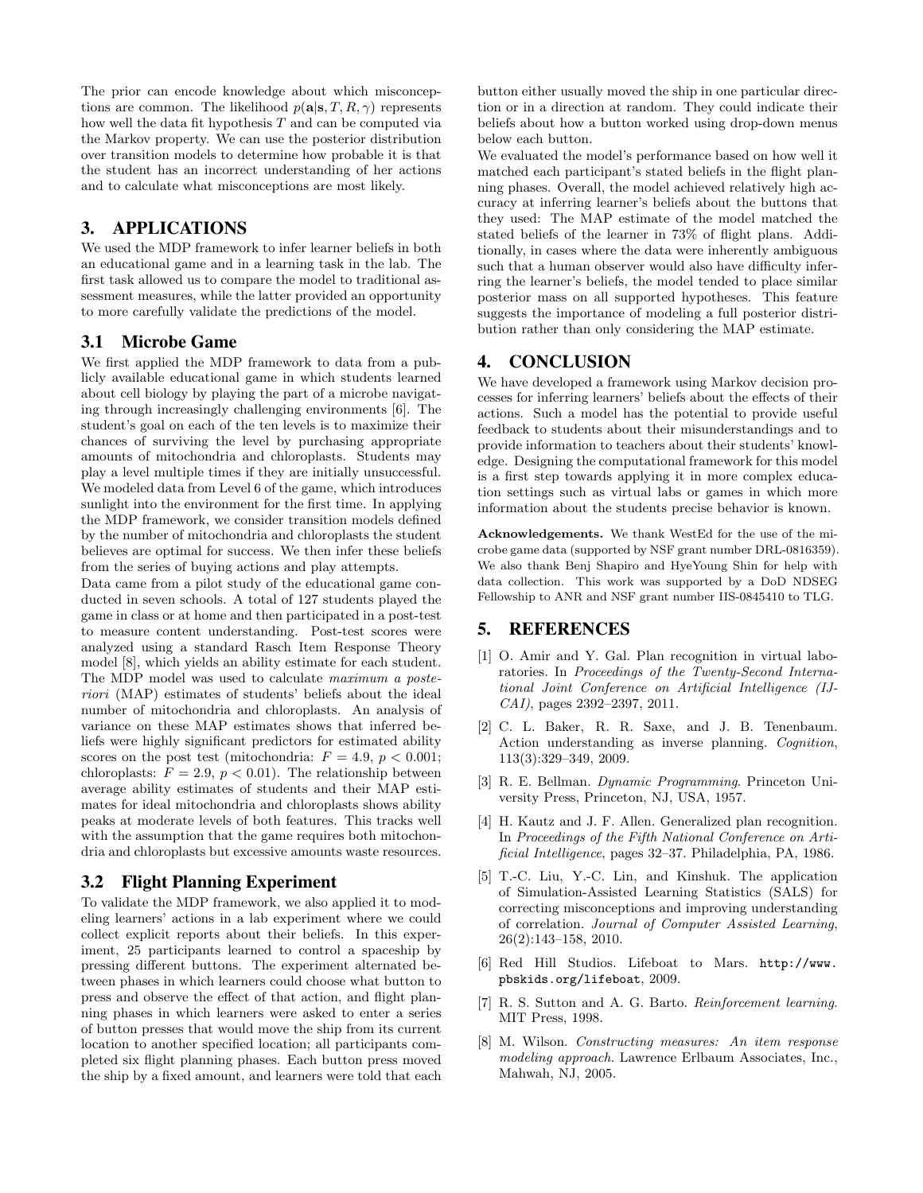The prior can encode knowledge about which misconceptions are common. The likelihood $p(\mathbf{a}|\mathbf{s}, T, R, \gamma)$ represents how well the data fit hypothesis $T$ and can be computed via the Markov property. We can use the posterior distribution over transition models to determine how probable it is that the student has an incorrect understanding of her actions and to calculate what misconceptions are most likely.

## 3. APPLICATIONS

We used the MDP framework to infer learner beliefs in both an educational game and in a learning task in the lab. The first task allowed us to compare the model to traditional assessment measures, while the latter provided an opportunity to more carefully validate the predictions of the model.

### 3.1 Microbe Game

We first applied the MDP framework to data from a publicly available educational game in which students learned about cell biology by playing the part of a microbe navigating through increasingly challenging environments [6]. The student's goal on each of the ten levels is to maximize their chances of surviving the level by purchasing appropriate amounts of mitochondria and chloroplasts. Students may play a level multiple times if they are initially unsuccessful. We modeled data from Level 6 of the game, which introduces sunlight into the environment for the first time. In applying the MDP framework, we consider transition models defined by the number of mitochondria and chloroplasts the student believes are optimal for success. We then infer these beliefs from the series of buying actions and play attempts.

Data came from a pilot study of the educational game conducted in seven schools. A total of 127 students played the game in class or at home and then participated in a post-test to measure content understanding. Post-test scores were analyzed using a standard Rasch Item Response Theory model [8], which yields an ability estimate for each student. The MDP model was used to calculate *maximum a posteriori* (MAP) estimates of students' beliefs about the ideal number of mitochondria and chloroplasts. An analysis of variance on these MAP estimates shows that inferred beliefs were highly significant predictors for estimated ability scores on the post test (mitochondria: $F = 4.9$, $p < 0.001$; chloroplasts: $F = 2.9$, $p < 0.01$). The relationship between average ability estimates of students and their MAP estimates for ideal mitochondria and chloroplasts shows ability peaks at moderate levels of both features. This tracks well with the assumption that the game requires both mitochondria and chloroplasts but excessive amounts waste resources.

### 3.2 Flight Planning Experiment

To validate the MDP framework, we also applied it to modeling learners' actions in a lab experiment where we could collect explicit reports about their beliefs. In this experiment, 25 participants learned to control a spaceship by pressing different buttons. The experiment alternated between phases in which learners could choose what button to press and observe the effect of that action, and flight planning phases in which learners were asked to enter a series of button presses that would move the ship from its current location to another specified location; all participants completed six flight planning phases. Each button press moved the ship by a fixed amount, and learners were told that each button either usually moved the ship in one particular direction or in a direction at random. They could indicate their beliefs about how a button worked using drop-down menus below each button.

We evaluated the model's performance based on how well it matched each participant's stated beliefs in the flight planning phases. Overall, the model achieved relatively high accuracy at inferring learner's beliefs about the buttons that they used: The MAP estimate of the model matched the stated beliefs of the learner in 73% of flight plans. Additionally, in cases where the data were inherently ambiguous such that a human observer would also have difficulty inferring the learner's beliefs, the model tended to place similar posterior mass on all supported hypotheses. This feature suggests the importance of modeling a full posterior distribution rather than only considering the MAP estimate.

## 4. CONCLUSION

We have developed a framework using Markov decision processes for inferring learners' beliefs about the effects of their actions. Such a model has the potential to provide useful feedback to students about their misunderstandings and to provide information to teachers about their students' knowledge. Designing the computational framework for this model is a first step towards applying it in more complex education settings such as virtual labs or games in which more information about the students precise behavior is known.

**Acknowledgements.** We thank WestEd for the use of the microbe game data (supported by NSF grant number DRL-0816359). We also thank Benj Shapiro and HyeYoung Shin for help with data collection. This work was supported by a DoD NDSEG Fellowship to ANR and NSF grant number IIS-0845410 to TLG.

## 5. REFERENCES

[1] O. Amir and Y. Gal. Plan recognition in virtual laboratories. In *Proceedings of the Twenty-Second International Joint Conference on Artificial Intelligence (IJCAI)*, pages 2392–2397, 2011.

[2] C. L. Baker, R. R. Saxe, and J. B. Tenenbaum. Action understanding as inverse planning. *Cognition*, 113(3):329–349, 2009.

[3] R. E. Bellman. *Dynamic Programming*. Princeton University Press, Princeton, NJ, USA, 1957.

[4] H. Kautz and J. F. Allen. Generalized plan recognition. In *Proceedings of the Fifth National Conference on Artificial Intelligence*, pages 32–37. Philadelphia, PA, 1986.

[5] T.-C. Liu, Y.-C. Lin, and Kinshuk. The application of Simulation-Assisted Learning Statistics (SALS) for correcting misconceptions and improving understanding of correlation. *Journal of Computer Assisted Learning*, 26(2):143–158, 2010.

[6] Red Hill Studios. Lifeboat to Mars. `http://www.pbskids.org/lifeboat`, 2009.

[7] R. S. Sutton and A. G. Barto. *Reinforcement learning*. MIT Press, 1998.

[8] M. Wilson. *Constructing measures: An item response modeling approach*. Lawrence Erlbaum Associates, Inc., Mahwah, NJ, 2005.